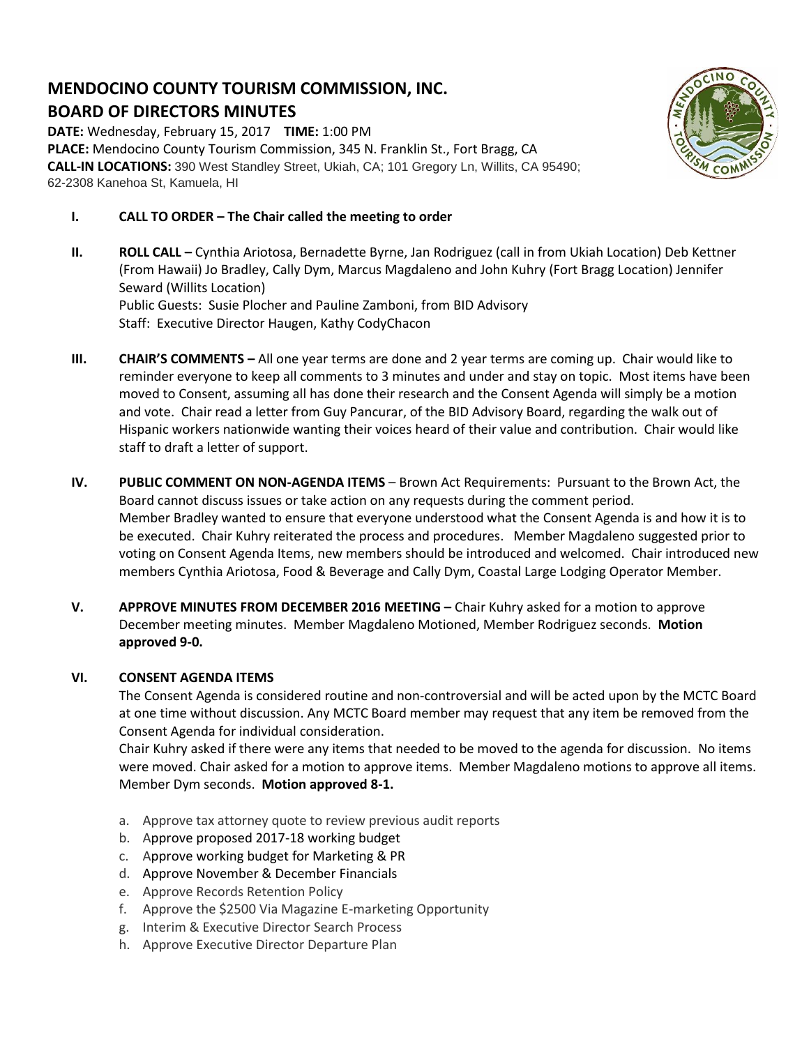# MENDOCINO COUNTY TOURISM COMMISSION, INC.

## BOARD OF DIRECTORS MINUTES

**DATE:** Wednesday, February 15, 2017 **TIME:** 1:00 PM
**PLACE:** Mendocino County Tourism Commission, 345 N. Franklin St., Fort Bragg, CA
**CALL-IN LOCATIONS:** 390 West Standley Street, Ukiah, CA; 101 Gregory Ln, Willits, CA 95490; 62-2308 Kanehoa St, Kamuela, HI

**I. CALL TO ORDER – The Chair called the meeting to order**

**II. ROLL CALL –** Cynthia Ariotosa, Bernadette Byrne, Jan Rodriguez (call in from Ukiah Location) Deb Kettner (From Hawaii) Jo Bradley, Cally Dym, Marcus Magdaleno and John Kuhry (Fort Bragg Location) Jennifer Seward (Willits Location)
Public Guests: Susie Plocher and Pauline Zamboni, from BID Advisory
Staff: Executive Director Haugen, Kathy CodyChacon

**III. CHAIR'S COMMENTS –** All one year terms are done and 2 year terms are coming up. Chair would like to reminder everyone to keep all comments to 3 minutes and under and stay on topic. Most items have been moved to Consent, assuming all has done their research and the Consent Agenda will simply be a motion and vote. Chair read a letter from Guy Pancurar, of the BID Advisory Board, regarding the walk out of Hispanic workers nationwide wanting their voices heard of their value and contribution. Chair would like staff to draft a letter of support.

**IV. PUBLIC COMMENT ON NON-AGENDA ITEMS** – Brown Act Requirements: Pursuant to the Brown Act, the Board cannot discuss issues or take action on any requests during the comment period.
Member Bradley wanted to ensure that everyone understood what the Consent Agenda is and how it is to be executed. Chair Kuhry reiterated the process and procedures. Member Magdaleno suggested prior to voting on Consent Agenda Items, new members should be introduced and welcomed. Chair introduced new members Cynthia Ariotosa, Food & Beverage and Cally Dym, Coastal Large Lodging Operator Member.

**V. APPROVE MINUTES FROM DECEMBER 2016 MEETING –** Chair Kuhry asked for a motion to approve December meeting minutes. Member Magdaleno Motioned, Member Rodriguez seconds. **Motion approved 9-0.**

**VI. CONSENT AGENDA ITEMS**

The Consent Agenda is considered routine and non-controversial and will be acted upon by the MCTC Board at one time without discussion. Any MCTC Board member may request that any item be removed from the Consent Agenda for individual consideration.

Chair Kuhry asked if there were any items that needed to be moved to the agenda for discussion. No items were moved. Chair asked for a motion to approve items. Member Magdaleno motions to approve all items. Member Dym seconds. **Motion approved 8-1.**

a. Approve tax attorney quote to review previous audit reports
b. Approve proposed 2017-18 working budget
c. Approve working budget for Marketing & PR
d. Approve November & December Financials
e. Approve Records Retention Policy
f. Approve the $2500 Via Magazine E-marketing Opportunity
g. Interim & Executive Director Search Process
h. Approve Executive Director Departure Plan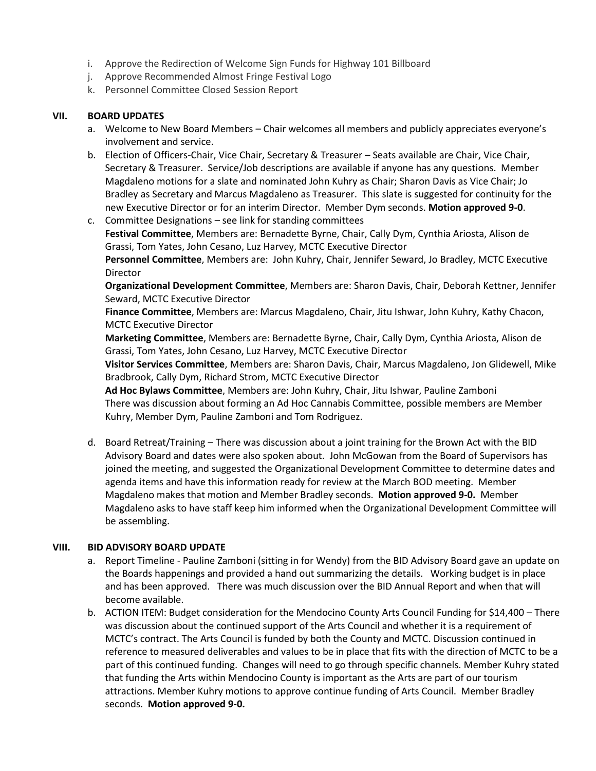i. Approve the Redirection of Welcome Sign Funds for Highway 101 Billboard
j. Approve Recommended Almost Fringe Festival Logo
k. Personnel Committee Closed Session Report

## VII. BOARD UPDATES

a. Welcome to New Board Members – Chair welcomes all members and publicly appreciates everyone's involvement and service.

b. Election of Officers-Chair, Vice Chair, Secretary & Treasurer – Seats available are Chair, Vice Chair, Secretary & Treasurer. Service/Job descriptions are available if anyone has any questions. Member Magdaleno motions for a slate and nominated John Kuhry as Chair; Sharon Davis as Vice Chair; Jo Bradley as Secretary and Marcus Magdaleno as Treasurer. This slate is suggested for continuity for the new Executive Director or for an interim Director. Member Dym seconds. **Motion approved 9-0**.

c. Committee Designations – see link for standing committees
**Festival Committee**, Members are: Bernadette Byrne, Chair, Cally Dym, Cynthia Ariosta, Alison de Grassi, Tom Yates, John Cesano, Luz Harvey, MCTC Executive Director
**Personnel Committee**, Members are: John Kuhry, Chair, Jennifer Seward, Jo Bradley, MCTC Executive Director
**Organizational Development Committee**, Members are: Sharon Davis, Chair, Deborah Kettner, Jennifer Seward, MCTC Executive Director
**Finance Committee**, Members are: Marcus Magdaleno, Chair, Jitu Ishwar, John Kuhry, Kathy Chacon, MCTC Executive Director
**Marketing Committee**, Members are: Bernadette Byrne, Chair, Cally Dym, Cynthia Ariosta, Alison de Grassi, Tom Yates, John Cesano, Luz Harvey, MCTC Executive Director
**Visitor Services Committee**, Members are: Sharon Davis, Chair, Marcus Magdaleno, Jon Glidewell, Mike Bradbrook, Cally Dym, Richard Strom, MCTC Executive Director
**Ad Hoc Bylaws Committee**, Members are: John Kuhry, Chair, Jitu Ishwar, Pauline Zamboni
There was discussion about forming an Ad Hoc Cannabis Committee, possible members are Member Kuhry, Member Dym, Pauline Zamboni and Tom Rodriguez.

d. Board Retreat/Training – There was discussion about a joint training for the Brown Act with the BID Advisory Board and dates were also spoken about. John McGowan from the Board of Supervisors has joined the meeting, and suggested the Organizational Development Committee to determine dates and agenda items and have this information ready for review at the March BOD meeting. Member Magdaleno makes that motion and Member Bradley seconds. **Motion approved 9-0.** Member Magdaleno asks to have staff keep him informed when the Organizational Development Committee will be assembling.

## VIII. BID ADVISORY BOARD UPDATE

a. Report Timeline - Pauline Zamboni (sitting in for Wendy) from the BID Advisory Board gave an update on the Boards happenings and provided a hand out summarizing the details. Working budget is in place and has been approved. There was much discussion over the BID Annual Report and when that will become available.

b. ACTION ITEM: Budget consideration for the Mendocino County Arts Council Funding for $14,400 – There was discussion about the continued support of the Arts Council and whether it is a requirement of MCTC's contract. The Arts Council is funded by both the County and MCTC. Discussion continued in reference to measured deliverables and values to be in place that fits with the direction of MCTC to be a part of this continued funding. Changes will need to go through specific channels. Member Kuhry stated that funding the Arts within Mendocino County is important as the Arts are part of our tourism attractions. Member Kuhry motions to approve continue funding of Arts Council. Member Bradley seconds. **Motion approved 9-0.**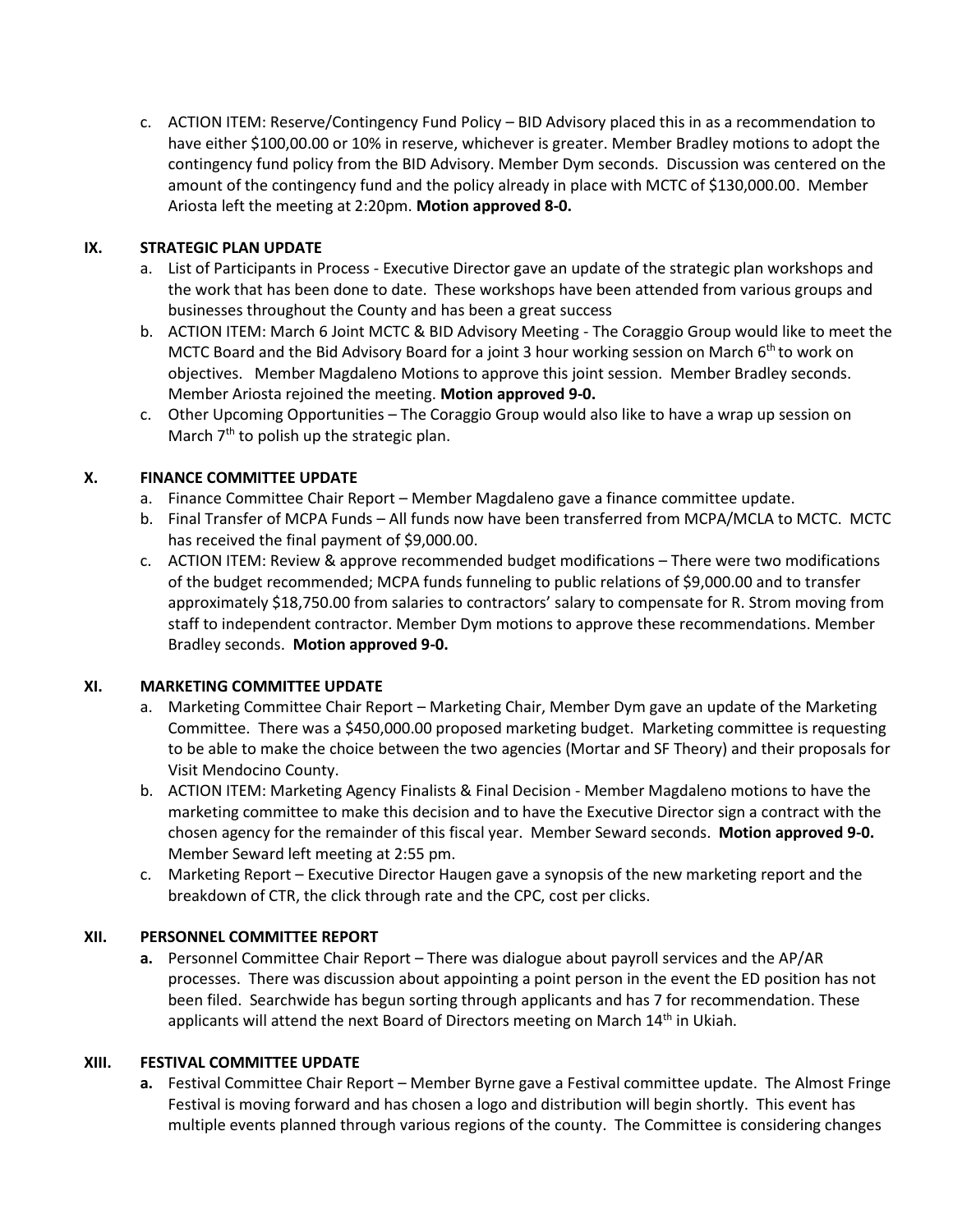c. ACTION ITEM: Reserve/Contingency Fund Policy – BID Advisory placed this in as a recommendation to have either $100,00.00 or 10% in reserve, whichever is greater. Member Bradley motions to adopt the contingency fund policy from the BID Advisory. Member Dym seconds. Discussion was centered on the amount of the contingency fund and the policy already in place with MCTC of $130,000.00. Member Ariosta left the meeting at 2:20pm. **Motion approved 8-0.**

## IX. STRATEGIC PLAN UPDATE

a. List of Participants in Process - Executive Director gave an update of the strategic plan workshops and the work that has been done to date. These workshops have been attended from various groups and businesses throughout the County and has been a great success

b. ACTION ITEM: March 6 Joint MCTC & BID Advisory Meeting - The Coraggio Group would like to meet the MCTC Board and the Bid Advisory Board for a joint 3 hour working session on March 6th to work on objectives. Member Magdaleno Motions to approve this joint session. Member Bradley seconds. Member Ariosta rejoined the meeting. **Motion approved 9-0.**

c. Other Upcoming Opportunities – The Coraggio Group would also like to have a wrap up session on March 7th to polish up the strategic plan.

## X. FINANCE COMMITTEE UPDATE

a. Finance Committee Chair Report – Member Magdaleno gave a finance committee update.

b. Final Transfer of MCPA Funds – All funds now have been transferred from MCPA/MCLA to MCTC. MCTC has received the final payment of $9,000.00.

c. ACTION ITEM: Review & approve recommended budget modifications – There were two modifications of the budget recommended; MCPA funds funneling to public relations of $9,000.00 and to transfer approximately $18,750.00 from salaries to contractors' salary to compensate for R. Strom moving from staff to independent contractor. Member Dym motions to approve these recommendations. Member Bradley seconds. **Motion approved 9-0.**

## XI. MARKETING COMMITTEE UPDATE

a. Marketing Committee Chair Report – Marketing Chair, Member Dym gave an update of the Marketing Committee. There was a $450,000.00 proposed marketing budget. Marketing committee is requesting to be able to make the choice between the two agencies (Mortar and SF Theory) and their proposals for Visit Mendocino County.

b. ACTION ITEM: Marketing Agency Finalists & Final Decision - Member Magdaleno motions to have the marketing committee to make this decision and to have the Executive Director sign a contract with the chosen agency for the remainder of this fiscal year. Member Seward seconds. **Motion approved 9-0.** Member Seward left meeting at 2:55 pm.

c. Marketing Report – Executive Director Haugen gave a synopsis of the new marketing report and the breakdown of CTR, the click through rate and the CPC, cost per clicks.

## XII. PERSONNEL COMMITTEE REPORT

**a.** Personnel Committee Chair Report – There was dialogue about payroll services and the AP/AR processes. There was discussion about appointing a point person in the event the ED position has not been filed. Searchwide has begun sorting through applicants and has 7 for recommendation. These applicants will attend the next Board of Directors meeting on March 14th in Ukiah.

## XIII. FESTIVAL COMMITTEE UPDATE

**a.** Festival Committee Chair Report – Member Byrne gave a Festival committee update. The Almost Fringe Festival is moving forward and has chosen a logo and distribution will begin shortly. This event has multiple events planned through various regions of the county. The Committee is considering changes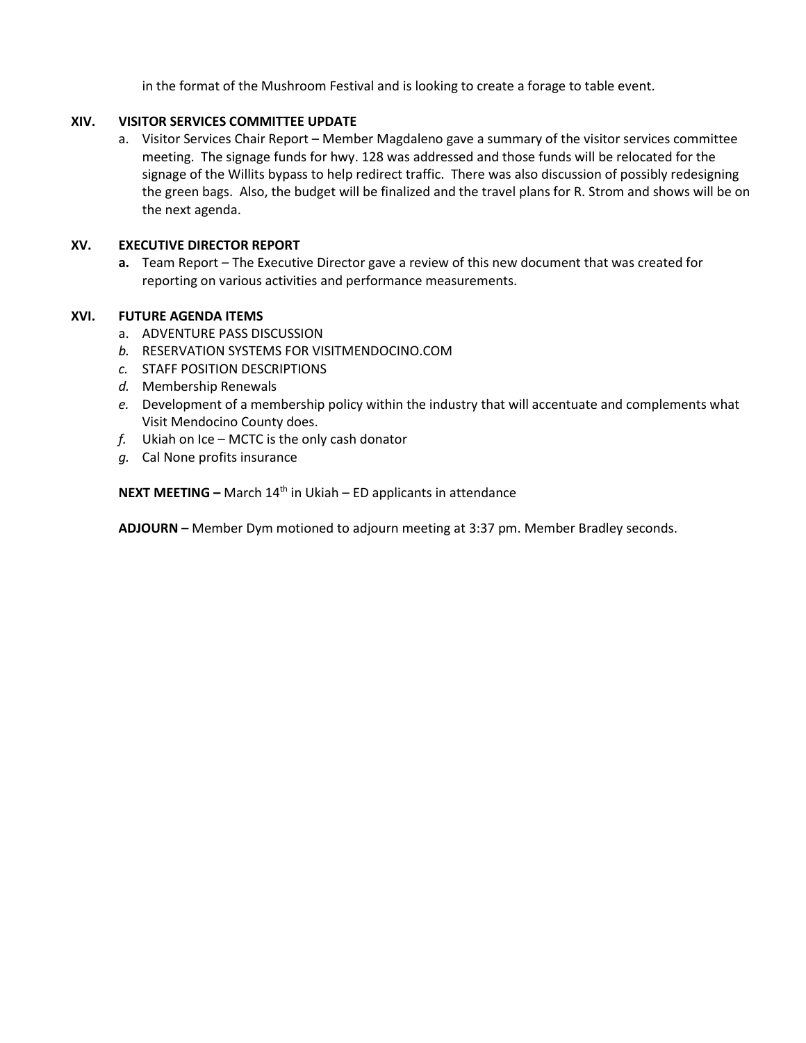in the format of the Mushroom Festival and is looking to create a forage to table event.

**XIV. VISITOR SERVICES COMMITTEE UPDATE**

a. Visitor Services Chair Report – Member Magdaleno gave a summary of the visitor services committee meeting. The signage funds for hwy. 128 was addressed and those funds will be relocated for the signage of the Willits bypass to help redirect traffic. There was also discussion of possibly redesigning the green bags. Also, the budget will be finalized and the travel plans for R. Strom and shows will be on the next agenda.

**XV. EXECUTIVE DIRECTOR REPORT**

**a.** Team Report – The Executive Director gave a review of this new document that was created for reporting on various activities and performance measurements.

**XVI. FUTURE AGENDA ITEMS**

a. ADVENTURE PASS DISCUSSION
*b.* RESERVATION SYSTEMS FOR VISITMENDOCINO.COM
*c.* STAFF POSITION DESCRIPTIONS
*d.* Membership Renewals
*e.* Development of a membership policy within the industry that will accentuate and complements what Visit Mendocino County does.
*f.* Ukiah on Ice – MCTC is the only cash donator
*g.* Cal None profits insurance

**NEXT MEETING –** March 14th in Ukiah – ED applicants in attendance

**ADJOURN –** Member Dym motioned to adjourn meeting at 3:37 pm. Member Bradley seconds.